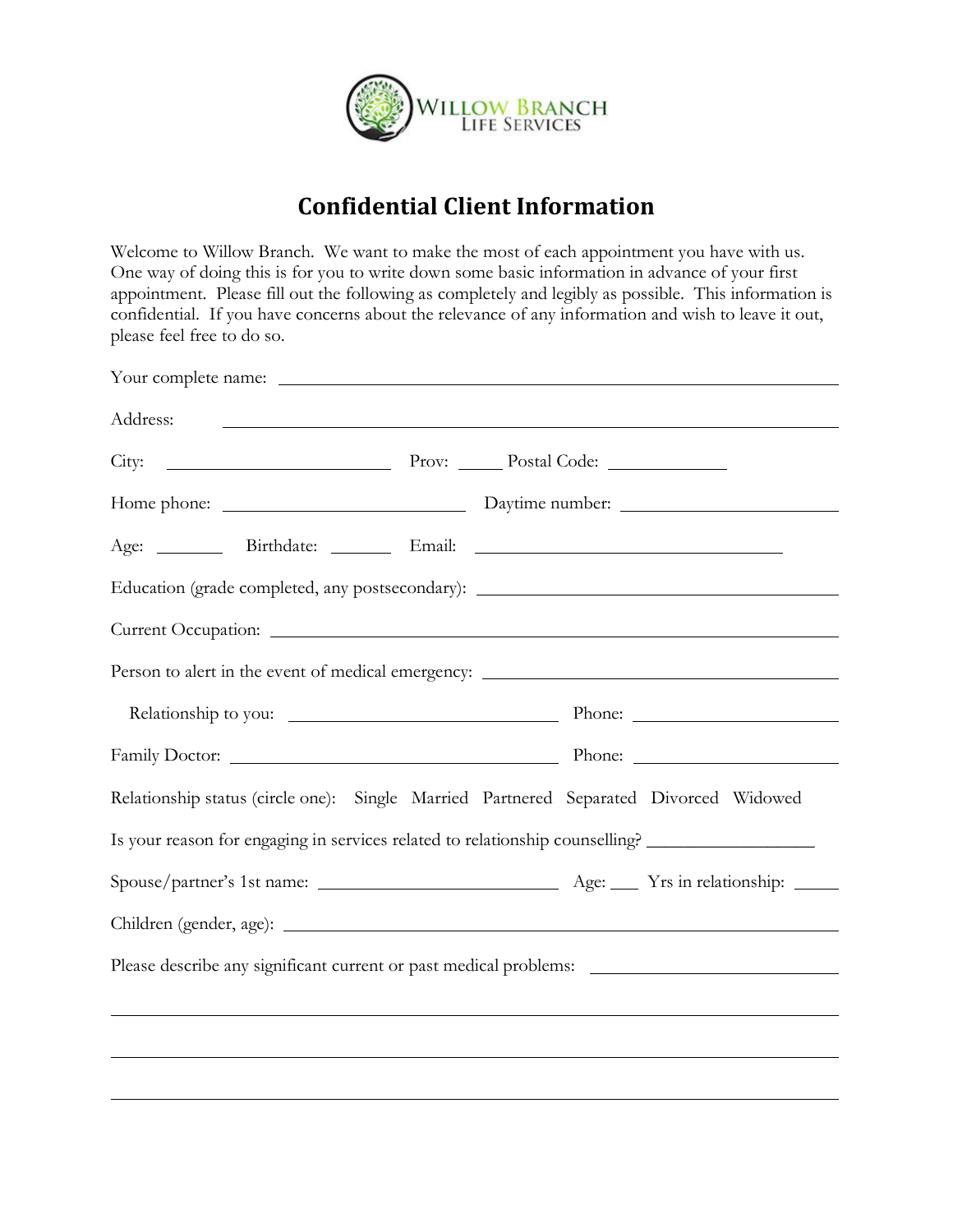WILLOW BRANCH
LIFE SERVICES

# Confidential Client Information

Welcome to Willow Branch. We want to make the most of each appointment you have with us. One way of doing this is for you to write down some basic information in advance of your first appointment. Please fill out the following as completely and legibly as possible. This information is confidential. If you have concerns about the relevance of any information and wish to leave it out, please feel free to do so.

Your complete name: ______________________________________________

Address: ______________________________________________

City: ____________________ Prov: _____ Postal Code: ____________

Home phone: ______________________ Daytime number: ____________________

Age: _______ Birthdate: _______ Email: ______________________________

Education (grade completed, any postsecondary): ______________________________

Current Occupation: ______________________________________________

Person to alert in the event of medical emergency: ______________________________

Relationship to you: ________________________ Phone: ____________________

Family Doctor: ______________________________ Phone: ____________________

Relationship status (circle one): Single Married Partnered Separated Divorced Widowed

Is your reason for engaging in services related to relationship counselling? __________________

Spouse/partner's 1st name: ______________________ Age: ___ Yrs in relationship: _____

Children (gender, age): ______________________________________________

Please describe any significant current or past medical problems: ______________________

______________________________________________________________________

______________________________________________________________________

______________________________________________________________________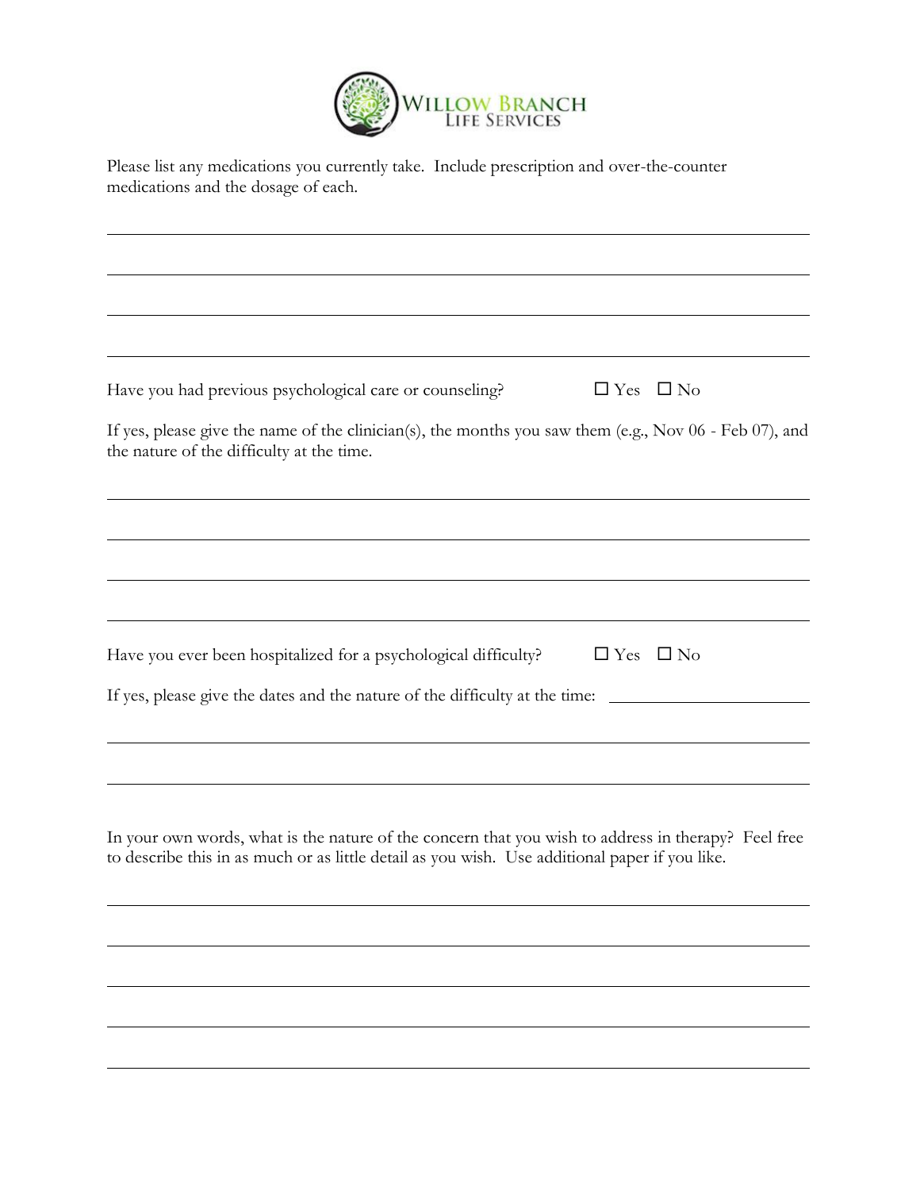Please list any medications you currently take. Include prescription and over-the-counter medications and the dosage of each.

\_\_\_\_\_\_\_\_\_\_\_\_\_\_\_\_\_\_\_\_\_\_\_\_\_\_\_\_\_\_\_\_\_\_\_\_\_\_\_\_\_\_\_\_\_\_\_\_\_\_\_\_\_\_\_\_\_\_\_\_\_\_\_\_\_\_\_\_\_\_\_\_\_\_\_\_\_\_

\_\_\_\_\_\_\_\_\_\_\_\_\_\_\_\_\_\_\_\_\_\_\_\_\_\_\_\_\_\_\_\_\_\_\_\_\_\_\_\_\_\_\_\_\_\_\_\_\_\_\_\_\_\_\_\_\_\_\_\_\_\_\_\_\_\_\_\_\_\_\_\_\_\_\_\_\_\_

\_\_\_\_\_\_\_\_\_\_\_\_\_\_\_\_\_\_\_\_\_\_\_\_\_\_\_\_\_\_\_\_\_\_\_\_\_\_\_\_\_\_\_\_\_\_\_\_\_\_\_\_\_\_\_\_\_\_\_\_\_\_\_\_\_\_\_\_\_\_\_\_\_\_\_\_\_\_

\_\_\_\_\_\_\_\_\_\_\_\_\_\_\_\_\_\_\_\_\_\_\_\_\_\_\_\_\_\_\_\_\_\_\_\_\_\_\_\_\_\_\_\_\_\_\_\_\_\_\_\_\_\_\_\_\_\_\_\_\_\_\_\_\_\_\_\_\_\_\_\_\_\_\_\_\_\_

Have you had previous psychological care or counseling? ☐ Yes ☐ No

If yes, please give the name of the clinician(s), the months you saw them (e.g., Nov 06 - Feb 07), and the nature of the difficulty at the time.

\_\_\_\_\_\_\_\_\_\_\_\_\_\_\_\_\_\_\_\_\_\_\_\_\_\_\_\_\_\_\_\_\_\_\_\_\_\_\_\_\_\_\_\_\_\_\_\_\_\_\_\_\_\_\_\_\_\_\_\_\_\_\_\_\_\_\_\_\_\_\_\_\_\_\_\_\_\_

\_\_\_\_\_\_\_\_\_\_\_\_\_\_\_\_\_\_\_\_\_\_\_\_\_\_\_\_\_\_\_\_\_\_\_\_\_\_\_\_\_\_\_\_\_\_\_\_\_\_\_\_\_\_\_\_\_\_\_\_\_\_\_\_\_\_\_\_\_\_\_\_\_\_\_\_\_\_

\_\_\_\_\_\_\_\_\_\_\_\_\_\_\_\_\_\_\_\_\_\_\_\_\_\_\_\_\_\_\_\_\_\_\_\_\_\_\_\_\_\_\_\_\_\_\_\_\_\_\_\_\_\_\_\_\_\_\_\_\_\_\_\_\_\_\_\_\_\_\_\_\_\_\_\_\_\_

\_\_\_\_\_\_\_\_\_\_\_\_\_\_\_\_\_\_\_\_\_\_\_\_\_\_\_\_\_\_\_\_\_\_\_\_\_\_\_\_\_\_\_\_\_\_\_\_\_\_\_\_\_\_\_\_\_\_\_\_\_\_\_\_\_\_\_\_\_\_\_\_\_\_\_\_\_\_

Have you ever been hospitalized for a psychological difficulty? ☐ Yes ☐ No

If yes, please give the dates and the nature of the difficulty at the time: \_\_\_\_\_\_\_\_\_\_\_\_\_\_\_\_\_\_\_\_\_\_\_\_

\_\_\_\_\_\_\_\_\_\_\_\_\_\_\_\_\_\_\_\_\_\_\_\_\_\_\_\_\_\_\_\_\_\_\_\_\_\_\_\_\_\_\_\_\_\_\_\_\_\_\_\_\_\_\_\_\_\_\_\_\_\_\_\_\_\_\_\_\_\_\_\_\_\_\_\_\_\_

\_\_\_\_\_\_\_\_\_\_\_\_\_\_\_\_\_\_\_\_\_\_\_\_\_\_\_\_\_\_\_\_\_\_\_\_\_\_\_\_\_\_\_\_\_\_\_\_\_\_\_\_\_\_\_\_\_\_\_\_\_\_\_\_\_\_\_\_\_\_\_\_\_\_\_\_\_\_

In your own words, what is the nature of the concern that you wish to address in therapy? Feel free to describe this in as much or as little detail as you wish. Use additional paper if you like.

\_\_\_\_\_\_\_\_\_\_\_\_\_\_\_\_\_\_\_\_\_\_\_\_\_\_\_\_\_\_\_\_\_\_\_\_\_\_\_\_\_\_\_\_\_\_\_\_\_\_\_\_\_\_\_\_\_\_\_\_\_\_\_\_\_\_\_\_\_\_\_\_\_\_\_\_\_\_

\_\_\_\_\_\_\_\_\_\_\_\_\_\_\_\_\_\_\_\_\_\_\_\_\_\_\_\_\_\_\_\_\_\_\_\_\_\_\_\_\_\_\_\_\_\_\_\_\_\_\_\_\_\_\_\_\_\_\_\_\_\_\_\_\_\_\_\_\_\_\_\_\_\_\_\_\_\_

\_\_\_\_\_\_\_\_\_\_\_\_\_\_\_\_\_\_\_\_\_\_\_\_\_\_\_\_\_\_\_\_\_\_\_\_\_\_\_\_\_\_\_\_\_\_\_\_\_\_\_\_\_\_\_\_\_\_\_\_\_\_\_\_\_\_\_\_\_\_\_\_\_\_\_\_\_\_

\_\_\_\_\_\_\_\_\_\_\_\_\_\_\_\_\_\_\_\_\_\_\_\_\_\_\_\_\_\_\_\_\_\_\_\_\_\_\_\_\_\_\_\_\_\_\_\_\_\_\_\_\_\_\_\_\_\_\_\_\_\_\_\_\_\_\_\_\_\_\_\_\_\_\_\_\_\_

\_\_\_\_\_\_\_\_\_\_\_\_\_\_\_\_\_\_\_\_\_\_\_\_\_\_\_\_\_\_\_\_\_\_\_\_\_\_\_\_\_\_\_\_\_\_\_\_\_\_\_\_\_\_\_\_\_\_\_\_\_\_\_\_\_\_\_\_\_\_\_\_\_\_\_\_\_\_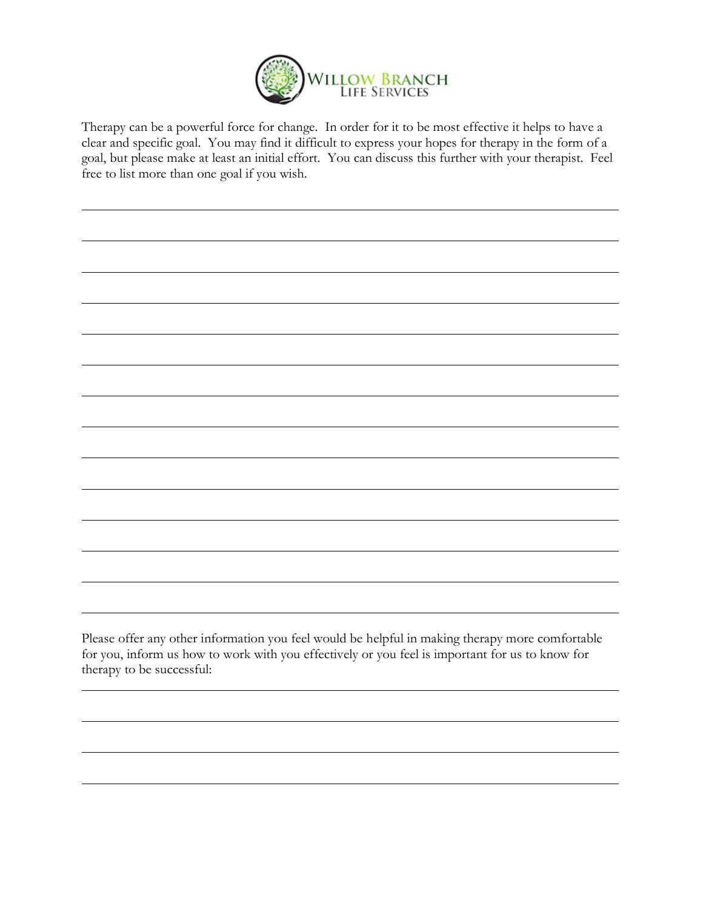Therapy can be a powerful force for change. In order for it to be most effective it helps to have a clear and specific goal. You may find it difficult to express your hopes for therapy in the form of a goal, but please make at least an initial effort. You can discuss this further with your therapist. Feel free to list more than one goal if you wish.

Please offer any other information you feel would be helpful in making therapy more comfortable for you, inform us how to work with you effectively or you feel is important for us to know for therapy to be successful: